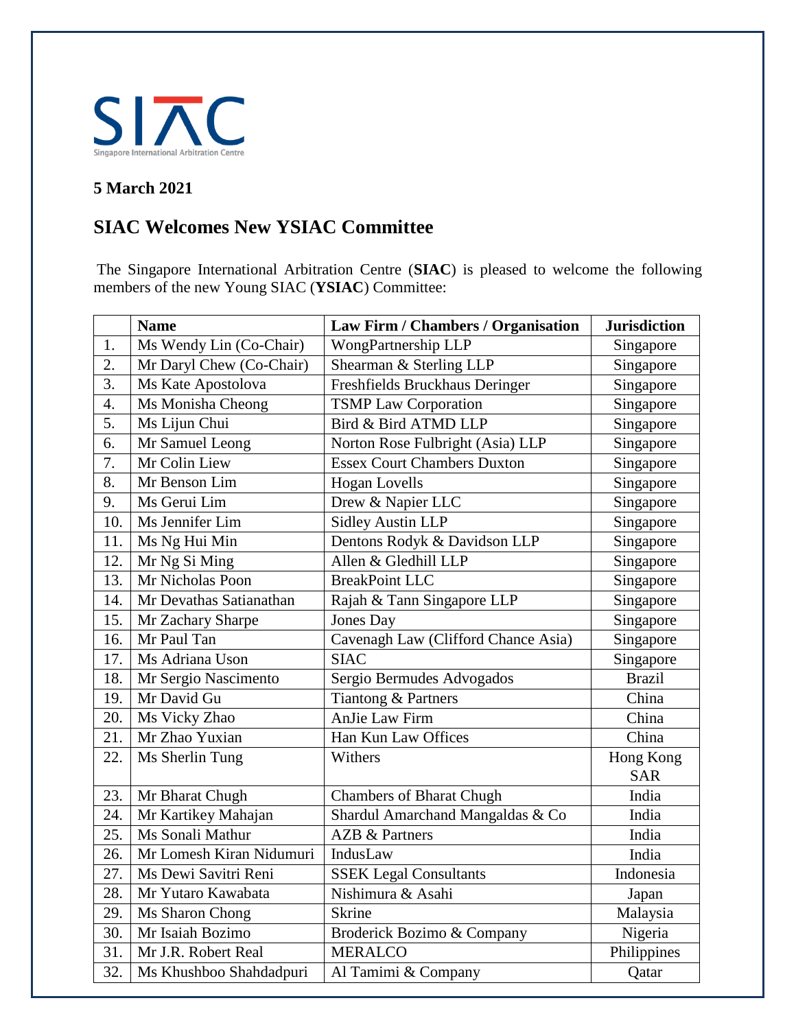SIAC

Singapore International Arbitration Centre

**5 March 2021**

## SIAC Welcomes New YSIAC Committee

The Singapore International Arbitration Centre (**SIAC**) is pleased to welcome the following members of the new Young SIAC (**YSIAC**) Committee:

| | Name | Law Firm / Chambers / Organisation | Jurisdiction |
|---|---|---|---|
| 1. | Ms Wendy Lin (Co-Chair) | WongPartnership LLP | Singapore |
| 2. | Mr Daryl Chew (Co-Chair) | Shearman & Sterling LLP | Singapore |
| 3. | Ms Kate Apostolova | Freshfields Bruckhaus Deringer | Singapore |
| 4. | Ms Monisha Cheong | TSMP Law Corporation | Singapore |
| 5. | Ms Lijun Chui | Bird & Bird ATMD LLP | Singapore |
| 6. | Mr Samuel Leong | Norton Rose Fulbright (Asia) LLP | Singapore |
| 7. | Mr Colin Liew | Essex Court Chambers Duxton | Singapore |
| 8. | Mr Benson Lim | Hogan Lovells | Singapore |
| 9. | Ms Gerui Lim | Drew & Napier LLC | Singapore |
| 10. | Ms Jennifer Lim | Sidley Austin LLP | Singapore |
| 11. | Ms Ng Hui Min | Dentons Rodyk & Davidson LLP | Singapore |
| 12. | Mr Ng Si Ming | Allen & Gledhill LLP | Singapore |
| 13. | Mr Nicholas Poon | BreakPoint LLC | Singapore |
| 14. | Mr Devathas Satianathan | Rajah & Tann Singapore LLP | Singapore |
| 15. | Mr Zachary Sharpe | Jones Day | Singapore |
| 16. | Mr Paul Tan | Cavenagh Law (Clifford Chance Asia) | Singapore |
| 17. | Ms Adriana Uson | SIAC | Singapore |
| 18. | Mr Sergio Nascimento | Sergio Bermudes Advogados | Brazil |
| 19. | Mr David Gu | Tiantong & Partners | China |
| 20. | Ms Vicky Zhao | AnJie Law Firm | China |
| 21. | Mr Zhao Yuxian | Han Kun Law Offices | China |
| 22. | Ms Sherlin Tung | Withers | Hong Kong SAR |
| 23. | Mr Bharat Chugh | Chambers of Bharat Chugh | India |
| 24. | Mr Kartikey Mahajan | Shardul Amarchand Mangaldas & Co | India |
| 25. | Ms Sonali Mathur | AZB & Partners | India |
| 26. | Mr Lomesh Kiran Nidumuri | IndusLaw | India |
| 27. | Ms Dewi Savitri Reni | SSEK Legal Consultants | Indonesia |
| 28. | Mr Yutaro Kawabata | Nishimura & Asahi | Japan |
| 29. | Ms Sharon Chong | Skrine | Malaysia |
| 30. | Mr Isaiah Bozimo | Broderick Bozimo & Company | Nigeria |
| 31. | Mr J.R. Robert Real | MERALCO | Philippines |
| 32. | Ms Khushboo Shahdadpuri | Al Tamimi & Company | Qatar |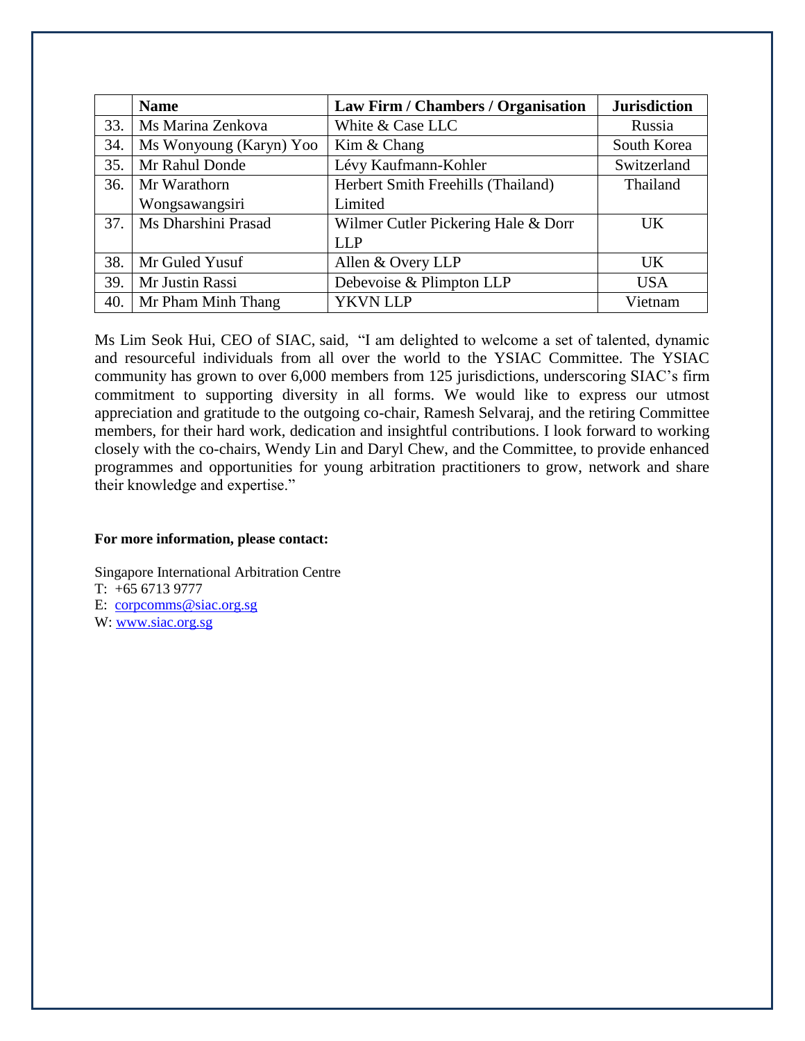| | Name | Law Firm / Chambers / Organisation | Jurisdiction |
|---|---|---|---|
| 33. | Ms Marina Zenkova | White & Case LLC | Russia |
| 34. | Ms Wonyoung (Karyn) Yoo | Kim & Chang | South Korea |
| 35. | Mr Rahul Donde | Lévy Kaufmann-Kohler | Switzerland |
| 36. | Mr Warathorn Wongsawangsiri | Herbert Smith Freehills (Thailand) Limited | Thailand |
| 37. | Ms Dharshini Prasad | Wilmer Cutler Pickering Hale & Dorr LLP | UK |
| 38. | Mr Guled Yusuf | Allen & Overy LLP | UK |
| 39. | Mr Justin Rassi | Debevoise & Plimpton LLP | USA |
| 40. | Mr Pham Minh Thang | YKVN LLP | Vietnam |

Ms Lim Seok Hui, CEO of SIAC, said, "I am delighted to welcome a set of talented, dynamic and resourceful individuals from all over the world to the YSIAC Committee. The YSIAC community has grown to over 6,000 members from 125 jurisdictions, underscoring SIAC's firm commitment to supporting diversity in all forms. We would like to express our utmost appreciation and gratitude to the outgoing co-chair, Ramesh Selvaraj, and the retiring Committee members, for their hard work, dedication and insightful contributions. I look forward to working closely with the co-chairs, Wendy Lin and Daryl Chew, and the Committee, to provide enhanced programmes and opportunities for young arbitration practitioners to grow, network and share their knowledge and expertise."

**For more information, please contact:**

Singapore International Arbitration Centre
T: +65 6713 9777
E: corpcomms@siac.org.sg
W: www.siac.org.sg